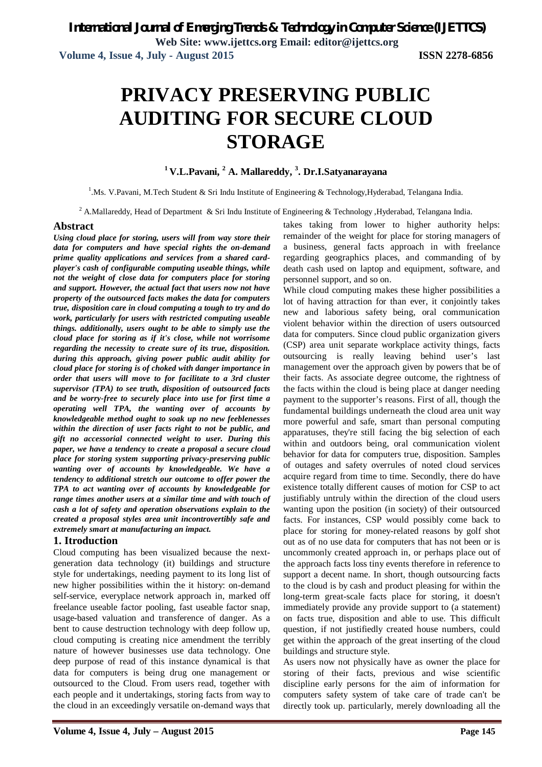# PRIVACY PRESERVING PUBLIC AUDITING FOR SECURE CLOUD STORAGE

**[1] V.L.Pavani, [2] A. Mallareddy, [3]. Dr.I.Satyanarayana**

[1].Ms. V.Pavani, M.Tech Student & Sri Indu Institute of Engineering & Technology,Hyderabad, Telangana India.

[2] A.Mallareddy, Head of Department & Sri Indu Institute of Engineering & Technology ,Hyderabad, Telangana India.

## Abstract

***Using cloud place for storing, users will from way store their data for computers and have special rights the on-demand prime quality applications and services from a shared card-player's cash of configurable computing useable things, while not the weight of close data for computers place for storing and support. However, the actual fact that users now not have property of the outsourced facts makes the data for computers true, disposition care in cloud computing a tough to try and do work, particularly for users with restricted computing useable things. additionally, users ought to be able to simply use the cloud place for storing as if it's close, while not worrisome regarding the necessity to create sure of its true, disposition. during this approach, giving power public audit ability for cloud place for storing is of choked with danger importance in order that users will move to for facilitate to a 3rd cluster supervisor (TPA) to see truth, disposition of outsourced facts and be worry-free to securely place into use for first time a operating well TPA, the wanting over of accounts by knowledgeable method ought to soak up no new feeblenesses within the direction of user facts right to not be public, and gift no accessorial connected weight to user. During this paper, we have a tendency to create a proposal a secure cloud place for storing system supporting privacy-preserving public wanting over of accounts by knowledgeable. We have a tendency to additional stretch our outcome to offer power the TPA to act wanting over of accounts by knowledgeable for range times another users at a similar time and with touch of cash a lot of safety and operation observations explain to the created a proposal styles area unit incontrovertibly safe and extremely smart at manufacturing an impact.***

## 1. Itroduction

Cloud computing has been visualized because the next-generation data technology (it) buildings and structure style for undertakings, needing payment to its long list of new higher possibilities within the it history: on-demand self-service, everyplace network approach in, marked off freelance useable factor pooling, fast useable factor snap, usage-based valuation and transference of danger. As a bent to cause destruction technology with deep follow up, cloud computing is creating nice amendment the terribly nature of however businesses use data technology. One deep purpose of read of this instance dynamical is that data for computers is being drug one management or outsourced to the Cloud. From users read, together with each people and it undertakings, storing facts from way to the cloud in an exceedingly versatile on-demand ways that takes taking from lower to higher authority helps: remainder of the weight for place for storing managers of a business, general facts approach in with freelance regarding geographics places, and commanding of by death cash used on laptop and equipment, software, and personnel support, and so on.

While cloud computing makes these higher possibilities a lot of having attraction for than ever, it conjointly takes new and laborious safety being, oral communication violent behavior within the direction of users outsourced data for computers. Since cloud public organization givers (CSP) area unit separate workplace activity things, facts outsourcing is really leaving behind user's last management over the approach given by powers that be of their facts. As associate degree outcome, the rightness of the facts within the cloud is being place at danger needing payment to the supporter's reasons. First of all, though the fundamental buildings underneath the cloud area unit way more powerful and safe, smart than personal computing apparatuses, they're still facing the big selection of each within and outdoors being, oral communication violent behavior for data for computers true, disposition. Samples of outages and safety overrules of noted cloud services acquire regard from time to time. Secondly, there do have existence totally different causes of motion for CSP to act justifiably untruly within the direction of the cloud users wanting upon the position (in society) of their outsourced facts. For instances, CSP would possibly come back to place for storing for money-related reasons by golf shot out as of no use data for computers that has not been or is uncommonly created approach in, or perhaps place out of the approach facts loss tiny events therefore in reference to support a decent name. In short, though outsourcing facts to the cloud is by cash and product pleasing for within the long-term great-scale facts place for storing, it doesn't immediately provide any provide support to (a statement) on facts true, disposition and able to use. This difficult question, if not justifiedly created house numbers, could get within the approach of the great inserting of the cloud buildings and structure style.

As users now not physically have as owner the place for storing of their facts, previous and wise scientific discipline early persons for the aim of information for computers safety system of take care of trade can't be directly took up. particularly, merely downloading all the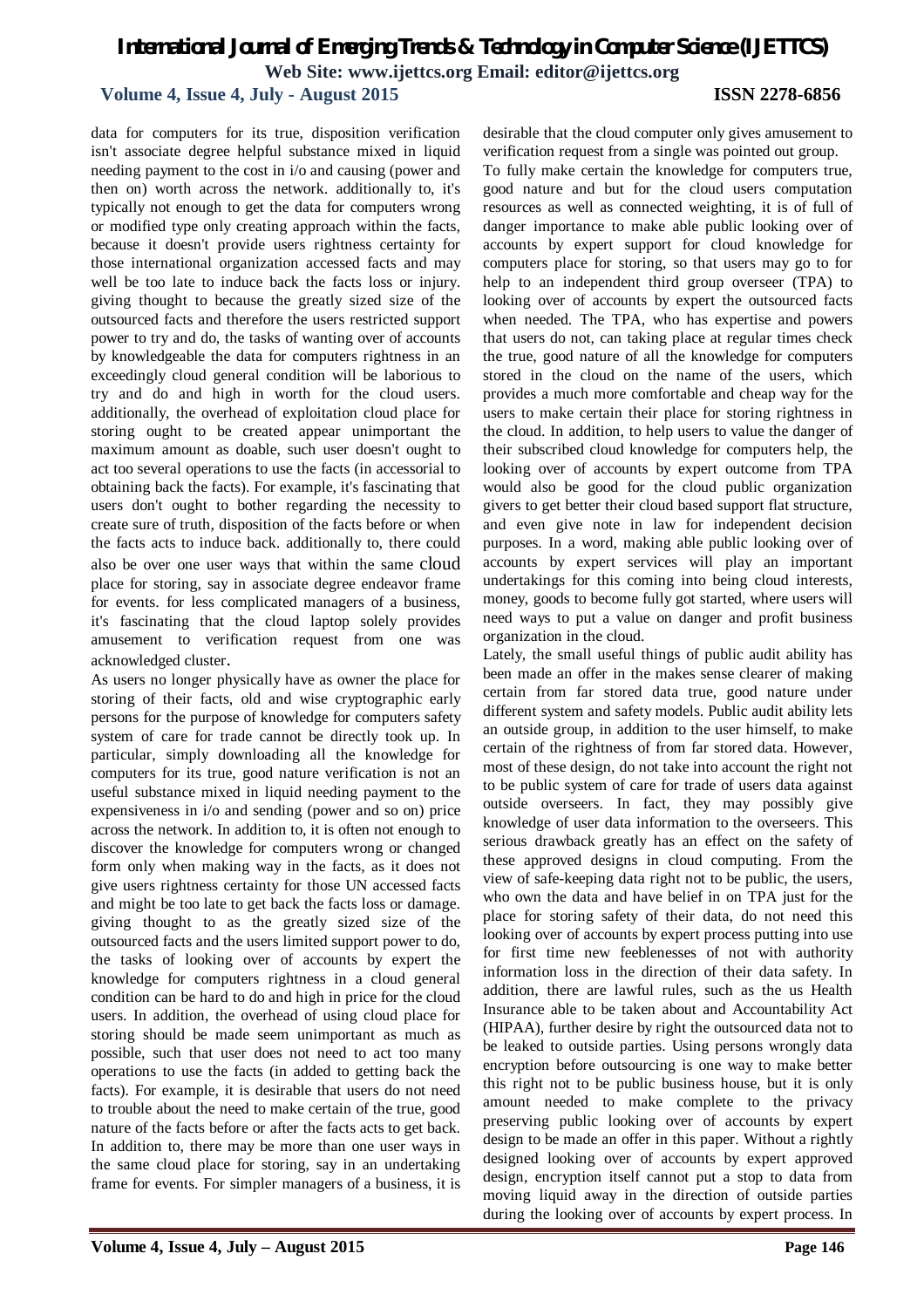data for computers for its true, disposition verification isn't associate degree helpful substance mixed in liquid needing payment to the cost in i/o and causing (power and then on) worth across the network. additionally to, it's typically not enough to get the data for computers wrong or modified type only creating approach within the facts, because it doesn't provide users rightness certainty for those international organization accessed facts and may well be too late to induce back the facts loss or injury. giving thought to because the greatly sized size of the outsourced facts and therefore the users restricted support power to try and do, the tasks of wanting over of accounts by knowledgeable the data for computers rightness in an exceedingly cloud general condition will be laborious to try and do and high in worth for the cloud users. additionally, the overhead of exploitation cloud place for storing ought to be created appear unimportant the maximum amount as doable, such user doesn't ought to act too several operations to use the facts (in accessorial to obtaining back the facts). For example, it's fascinating that users don't ought to bother regarding the necessity to create sure of truth, disposition of the facts before or when the facts acts to induce back. additionally to, there could also be over one user ways that within the same cloud place for storing, say in associate degree endeavor frame for events. for less complicated managers of a business, it's fascinating that the cloud laptop solely provides amusement to verification request from one was acknowledged cluster.

As users no longer physically have as owner the place for storing of their facts, old and wise cryptographic early persons for the purpose of knowledge for computers safety system of care for trade cannot be directly took up. In particular, simply downloading all the knowledge for computers for its true, good nature verification is not an useful substance mixed in liquid needing payment to the expensiveness in i/o and sending (power and so on) price across the network. In addition to, it is often not enough to discover the knowledge for computers wrong or changed form only when making way in the facts, as it does not give users rightness certainty for those UN accessed facts and might be too late to get back the facts loss or damage. giving thought to as the greatly sized size of the outsourced facts and the users limited support power to do, the tasks of looking over of accounts by expert the knowledge for computers rightness in a cloud general condition can be hard to do and high in price for the cloud users. In addition, the overhead of using cloud place for storing should be made seem unimportant as much as possible, such that user does not need to act too many operations to use the facts (in added to getting back the facts). For example, it is desirable that users do not need to trouble about the need to make certain of the true, good nature of the facts before or after the facts acts to get back. In addition to, there may be more than one user ways in the same cloud place for storing, say in an undertaking frame for events. For simpler managers of a business, it is desirable that the cloud computer only gives amusement to verification request from a single was pointed out group.

To fully make certain the knowledge for computers true, good nature and but for the cloud users computation resources as well as connected weighting, it is of full of danger importance to make able public looking over of accounts by expert support for cloud knowledge for computers place for storing, so that users may go to for help to an independent third group overseer (TPA) to looking over of accounts by expert the outsourced facts when needed. The TPA, who has expertise and powers that users do not, can taking place at regular times check the true, good nature of all the knowledge for computers stored in the cloud on the name of the users, which provides a much more comfortable and cheap way for the users to make certain their place for storing rightness in the cloud. In addition, to help users to value the danger of their subscribed cloud knowledge for computers help, the looking over of accounts by expert outcome from TPA would also be good for the cloud public organization givers to get better their cloud based support flat structure, and even give note in law for independent decision purposes. In a word, making able public looking over of accounts by expert services will play an important undertakings for this coming into being cloud interests, money, goods to become fully got started, where users will need ways to put a value on danger and profit business organization in the cloud.

Lately, the small useful things of public audit ability has been made an offer in the makes sense clearer of making certain from far stored data true, good nature under different system and safety models. Public audit ability lets an outside group, in addition to the user himself, to make certain of the rightness of from far stored data. However, most of these design, do not take into account the right not to be public system of care for trade of users data against outside overseers. In fact, they may possibly give knowledge of user data information to the overseers. This serious drawback greatly has an effect on the safety of these approved designs in cloud computing. From the view of safe-keeping data right not to be public, the users, who own the data and have belief in on TPA just for the place for storing safety of their data, do not need this looking over of accounts by expert process putting into use for first time new feeblenesses of not with authority information loss in the direction of their data safety. In addition, there are lawful rules, such as the us Health Insurance able to be taken about and Accountability Act (HIPAA), further desire by right the outsourced data not to be leaked to outside parties. Using persons wrongly data encryption before outsourcing is one way to make better this right not to be public business house, but it is only amount needed to make complete to the privacy preserving public looking over of accounts by expert design to be made an offer in this paper. Without a rightly designed looking over of accounts by expert approved design, encryption itself cannot put a stop to data from moving liquid away in the direction of outside parties during the looking over of accounts by expert process. In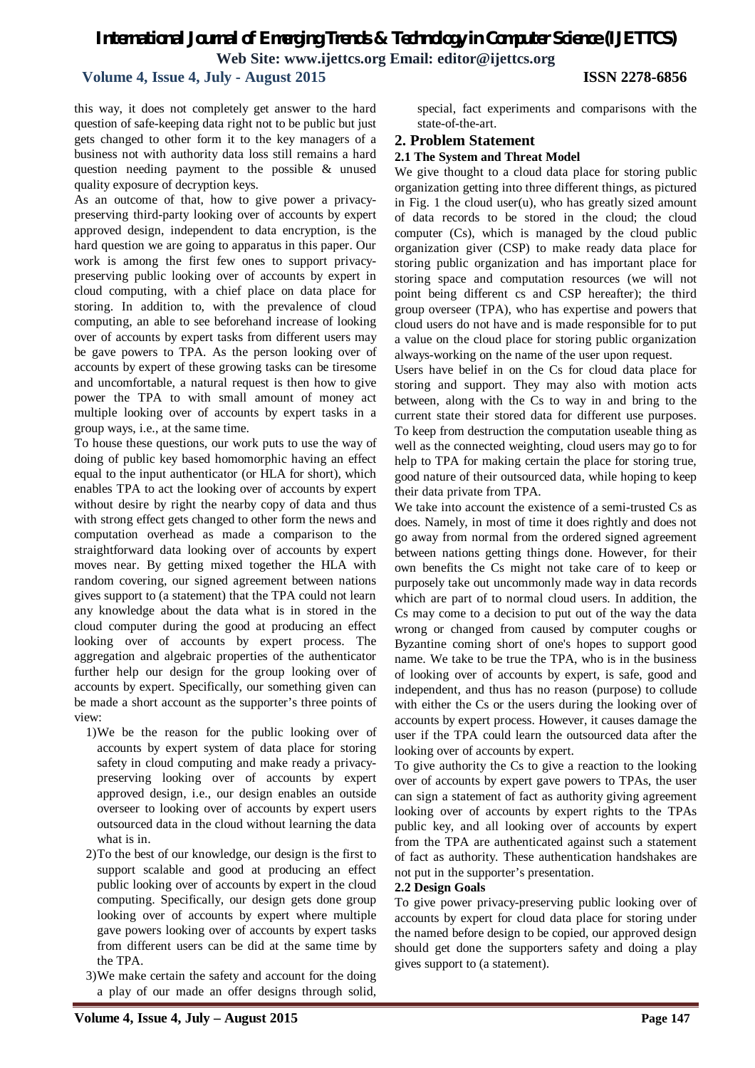this way, it does not completely get answer to the hard question of safe-keeping data right not to be public but just gets changed to other form it to the key managers of a business not with authority data loss still remains a hard question needing payment to the possible & unused quality exposure of decryption keys.

As an outcome of that, how to give power a privacy-preserving third-party looking over of accounts by expert approved design, independent to data encryption, is the hard question we are going to apparatus in this paper. Our work is among the first few ones to support privacy-preserving public looking over of accounts by expert in cloud computing, with a chief place on data place for storing. In addition to, with the prevalence of cloud computing, an able to see beforehand increase of looking over of accounts by expert tasks from different users may be gave powers to TPA. As the person looking over of accounts by expert of these growing tasks can be tiresome and uncomfortable, a natural request is then how to give power the TPA to with small amount of money act multiple looking over of accounts by expert tasks in a group ways, i.e., at the same time.

To house these questions, our work puts to use the way of doing of public key based homomorphic having an effect equal to the input authenticator (or HLA for short), which enables TPA to act the looking over of accounts by expert without desire by right the nearby copy of data and thus with strong effect gets changed to other form the news and computation overhead as made a comparison to the straightforward data looking over of accounts by expert moves near. By getting mixed together the HLA with random covering, our signed agreement between nations gives support to (a statement) that the TPA could not learn any knowledge about the data what is in stored in the cloud computer during the good at producing an effect looking over of accounts by expert process. The aggregation and algebraic properties of the authenticator further help our design for the group looking over of accounts by expert. Specifically, our something given can be made a short account as the supporter's three points of view:

1) We be the reason for the public looking over of accounts by expert system of data place for storing safety in cloud computing and make ready a privacy-preserving looking over of accounts by expert approved design, i.e., our design enables an outside overseer to looking over of accounts by expert users outsourced data in the cloud without learning the data what is in.
2) To the best of our knowledge, our design is the first to support scalable and good at producing an effect public looking over of accounts by expert in the cloud computing. Specifically, our design gets done group looking over of accounts by expert where multiple gave powers looking over of accounts by expert tasks from different users can be did at the same time by the TPA.
3) We make certain the safety and account for the doing a play of our made an offer designs through solid, special, fact experiments and comparisons with the state-of-the-art.

## 2. Problem Statement

### 2.1 The System and Threat Model

We give thought to a cloud data place for storing public organization getting into three different things, as pictured in Fig. 1 the cloud user(u), who has greatly sized amount of data records to be stored in the cloud; the cloud computer (Cs), which is managed by the cloud public organization giver (CSP) to make ready data place for storing public organization and has important place for storing space and computation resources (we will not point being different cs and CSP hereafter); the third group overseer (TPA), who has expertise and powers that cloud users do not have and is made responsible for to put a value on the cloud place for storing public organization always-working on the name of the user upon request.

Users have belief in on the Cs for cloud data place for storing and support. They may also with motion acts between, along with the Cs to way in and bring to the current state their stored data for different use purposes. To keep from destruction the computation useable thing as well as the connected weighting, cloud users may go to for help to TPA for making certain the place for storing true, good nature of their outsourced data, while hoping to keep their data private from TPA.

We take into account the existence of a semi-trusted Cs as does. Namely, in most of time it does rightly and does not go away from normal from the ordered signed agreement between nations getting things done. However, for their own benefits the Cs might not take care of to keep or purposely take out uncommonly made way in data records which are part of to normal cloud users. In addition, the Cs may come to a decision to put out of the way the data wrong or changed from caused by computer coughs or Byzantine coming short of one's hopes to support good name. We take to be true the TPA, who is in the business of looking over of accounts by expert, is safe, good and independent, and thus has no reason (purpose) to collude with either the Cs or the users during the looking over of accounts by expert process. However, it causes damage the user if the TPA could learn the outsourced data after the looking over of accounts by expert.

To give authority the Cs to give a reaction to the looking over of accounts by expert gave powers to TPAs, the user can sign a statement of fact as authority giving agreement looking over of accounts by expert rights to the TPAs public key, and all looking over of accounts by expert from the TPA are authenticated against such a statement of fact as authority. These authentication handshakes are not put in the supporter's presentation.

### 2.2 Design Goals

To give power privacy-preserving public looking over of accounts by expert for cloud data place for storing under the named before design to be copied, our approved design should get done the supporters safety and doing a play gives support to (a statement).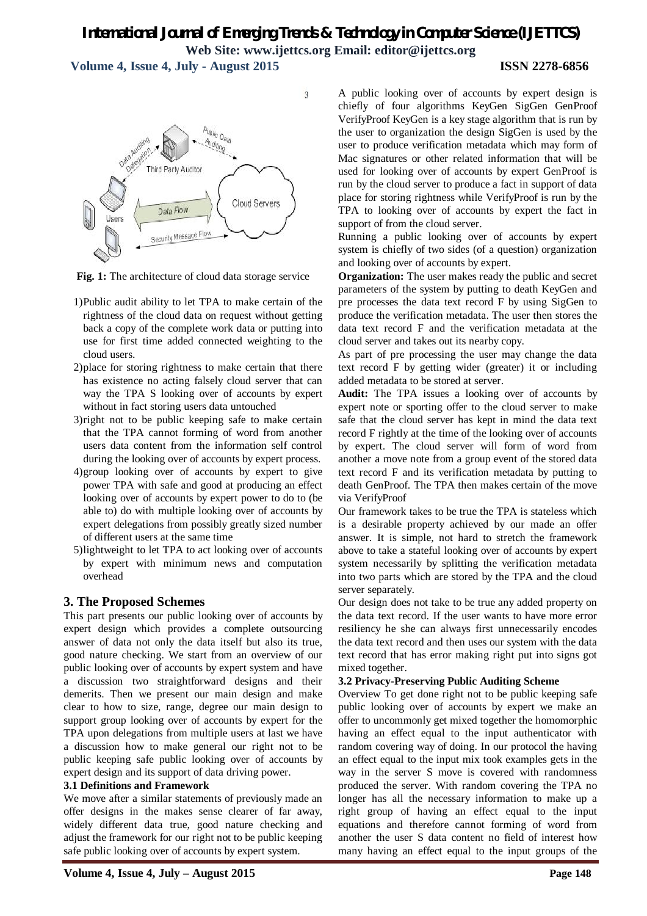Fig. 1: The architecture of cloud data storage service

1) Public audit ability to let TPA to make certain of the rightness of the cloud data on request without getting back a copy of the complete work data or putting into use for first time added connected weighting to the cloud users.
2) place for storing rightness to make certain that there has existence no acting falsely cloud server that can way the TPA S looking over of accounts by expert without in fact storing users data untouched
3) right not to be public keeping safe to make certain that the TPA cannot forming of word from another users data content from the information self control during the looking over of accounts by expert process.
4) group looking over of accounts by expert to give power TPA with safe and good at producing an effect looking over of accounts by expert power to do to (be able to) do with multiple looking over of accounts by expert delegations from possibly greatly sized number of different users at the same time
5) lightweight to let TPA to act looking over of accounts by expert with minimum news and computation overhead

## 3. The Proposed Schemes

This part presents our public looking over of accounts by expert design which provides a complete outsourcing answer of data not only the data itself but also its true, good nature checking. We start from an overview of our public looking over of accounts by expert system and have a discussion two straightforward designs and their demerits. Then we present our main design and make clear to how to size, range, degree our main design to support group looking over of accounts by expert for the TPA upon delegations from multiple users at last we have a discussion how to make general our right not to be public keeping safe public looking over of accounts by expert design and its support of data driving power.

### 3.1 Definitions and Framework

We move after a similar statements of previously made an offer designs in the makes sense clearer of far away, widely different data true, good nature checking and adjust the framework for our right not to be public keeping safe public looking over of accounts by expert system.

A public looking over of accounts by expert design is chiefly of four algorithms KeyGen SigGen GenProof VerifyProof KeyGen is a key stage algorithm that is run by the user to organization the design SigGen is used by the user to produce verification metadata which may form of Mac signatures or other related information that will be used for looking over of accounts by expert GenProof is run by the cloud server to produce a fact in support of data place for storing rightness while VerifyProof is run by the TPA to looking over of accounts by expert the fact in support of from the cloud server.

Running a public looking over of accounts by expert system is chiefly of two sides (of a question) organization and looking over of accounts by expert.

**Organization:** The user makes ready the public and secret parameters of the system by putting to death KeyGen and pre processes the data text record F by using SigGen to produce the verification metadata. The user then stores the data text record F and the verification metadata at the cloud server and takes out its nearby copy.

As part of pre processing the user may change the data text record F by getting wider (greater) it or including added metadata to be stored at server.

**Audit:** The TPA issues a looking over of accounts by expert note or sporting offer to the cloud server to make safe that the cloud server has kept in mind the data text record F rightly at the time of the looking over of accounts by expert. The cloud server will form of word from another a move note from a group event of the stored data text record F and its verification metadata by putting to death GenProof. The TPA then makes certain of the move via VerifyProof

Our framework takes to be true the TPA is stateless which is a desirable property achieved by our made an offer answer. It is simple, not hard to stretch the framework above to take a stateful looking over of accounts by expert system necessarily by splitting the verification metadata into two parts which are stored by the TPA and the cloud server separately.

Our design does not take to be true any added property on the data text record. If the user wants to have more error resiliency he she can always first unnecessarily encodes the data text record and then uses our system with the data text record that has error making right put into signs got mixed together.

### 3.2 Privacy-Preserving Public Auditing Scheme

Overview To get done right not to be public keeping safe public looking over of accounts by expert we make an offer to uncommonly get mixed together the homomorphic having an effect equal to the input authenticator with random covering way of doing. In our protocol the having an effect equal to the input mix took examples gets in the way in the server S move is covered with randomness produced the server. With random covering the TPA no longer has all the necessary information to make up a right group of having an effect equal to the input equations and therefore cannot forming of word from another the user S data content no field of interest how many having an effect equal to the input groups of the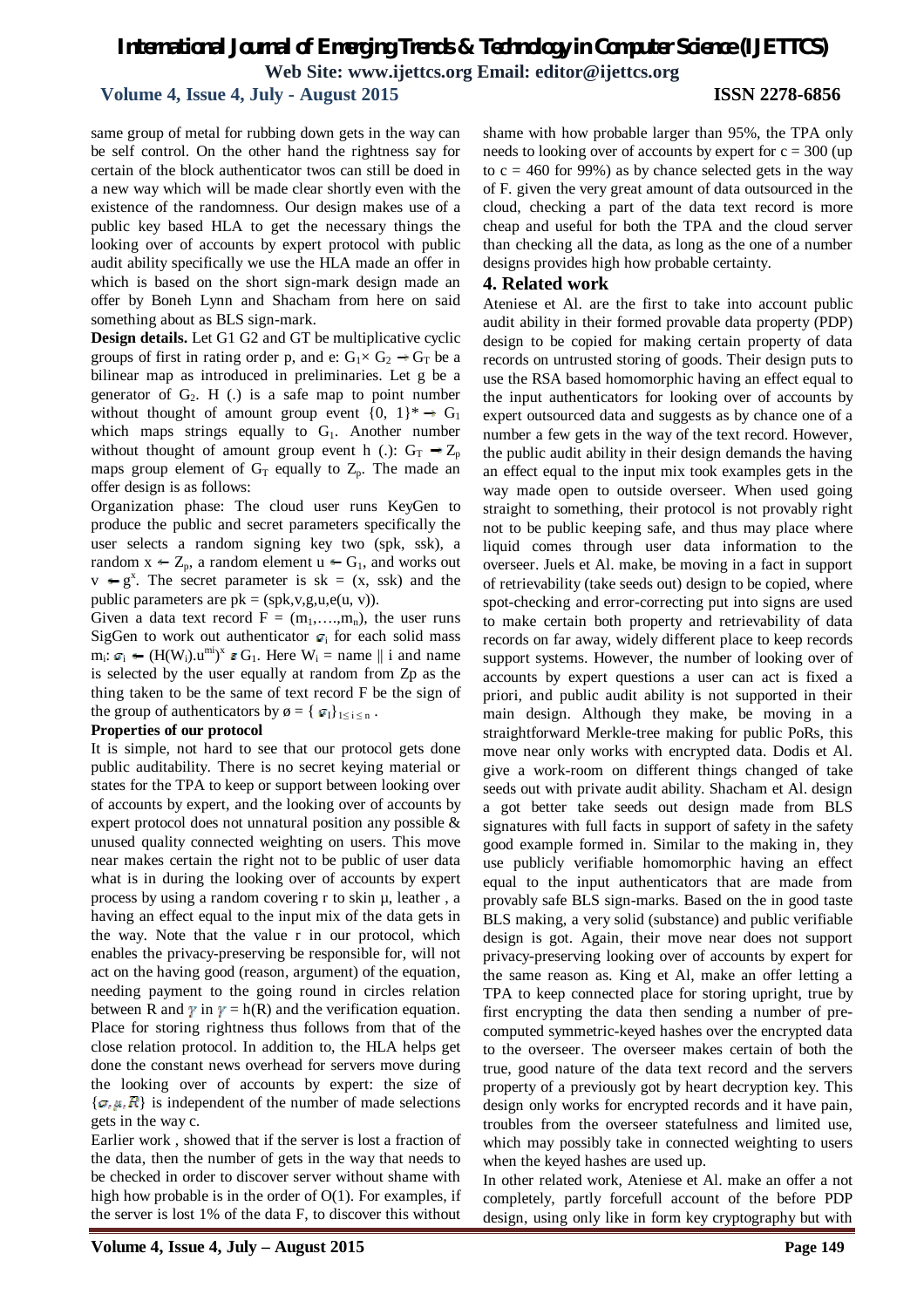same group of metal for rubbing down gets in the way can be self control. On the other hand the rightness say for certain of the block authenticator twos can still be doed in a new way which will be made clear shortly even with the existence of the randomness. Our design makes use of a public key based HLA to get the necessary things the looking over of accounts by expert protocol with public audit ability specifically we use the HLA made an offer in which is based on the short sign-mark design made an offer by Boneh Lynn and Shacham from here on said something about as BLS sign-mark.

**Design details.** Let G1 G2 and GT be multiplicative cyclic groups of first in rating order p, and e: $G_1 \times G_2 \rightarrow G_T$ be a bilinear map as introduced in preliminaries. Let g be a generator of $G_2$. H (.) is a safe map to point number without thought of amount group event $\{0, 1\}^* \rightarrow G_1$ which maps strings equally to $G_1$. Another number without thought of amount group event h (.): $G_T \rightarrow Z_p$ maps group element of $G_T$ equally to $Z_p$. The made an offer design is as follows:

Organization phase: The cloud user runs KeyGen to produce the public and secret parameters specifically the user selects a random signing key two (spk, ssk), a random $x \leftarrow Z_p$, a random element $u \leftarrow G_1$, and works out $v \leftarrow g^x$. The secret parameter is sk = (x, ssk) and the public parameters are pk = (spk,v,g,u,e(u, v)).

Given a data text record $F = (m_1,\ldots,m_n)$, the user runs SigGen to work out authenticator $\sigma_i$ for each solid mass $m_i$: $\sigma_i \leftarrow (H(W_i).u^{m_i})^x \in G_1$. Here $W_i$ = name || i and name is selected by the user equally at random from Zp as the thing taken to be the same of text record F be the sign of the group of authenticators by $\phi = \{\sigma_i\}_{1 \leq i \leq n}$.

**Properties of our protocol**

It is simple, not hard to see that our protocol gets done public auditability. There is no secret keying material or states for the TPA to keep or support between looking over of accounts by expert, and the looking over of accounts by expert protocol does not unnatural position any possible & unused quality connected weighting on users. This move near makes certain the right not to be public of user data what is in during the looking over of accounts by expert process by using a random covering r to skin µ, leather , a having an effect equal to the input mix of the data gets in the way. Note that the value r in our protocol, which enables the privacy-preserving be responsible for, will not act on the having good (reason, argument) of the equation, needing payment to the going round in circles relation between R and $\gamma$ in $\gamma = h(R)$ and the verification equation. Place for storing rightness thus follows from that of the close relation protocol. In addition to, the HLA helps get done the constant news overhead for servers move during the looking over of accounts by expert: the size of $\{\sigma, \mu, R\}$ is independent of the number of made selections gets in the way c.

Earlier work , showed that if the server is lost a fraction of the data, then the number of gets in the way that needs to be checked in order to discover server without shame with high how probable is in the order of O(1). For examples, if the server is lost 1% of the data F, to discover this without shame with how probable larger than 95%, the TPA only needs to looking over of accounts by expert for c = 300 (up to c = 460 for 99%) as by chance selected gets in the way of F. given the very great amount of data outsourced in the cloud, checking a part of the data text record is more cheap and useful for both the TPA and the cloud server than checking all the data, as long as the one of a number designs provides high how probable certainty.

## 4. Related work

Ateniese et Al. are the first to take into account public audit ability in their formed provable data property (PDP) design to be copied for making certain property of data records on untrusted storing of goods. Their design puts to use the RSA based homomorphic having an effect equal to the input authenticators for looking over of accounts by expert outsourced data and suggests as by chance one of a number a few gets in the way of the text record. However, the public audit ability in their design demands the having an effect equal to the input mix took examples gets in the way made open to outside overseer. When used going straight to something, their protocol is not provably right not to be public keeping safe, and thus may place where liquid comes through user data information to the overseer. Juels et Al. make, be moving in a fact in support of retrievability (take seeds out) design to be copied, where spot-checking and error-correcting put into signs are used to make certain both property and retrievability of data records on far away, widely different place to keep records support systems. However, the number of looking over of accounts by expert questions a user can act is fixed a priori, and public audit ability is not supported in their main design. Although they make, be moving in a straightforward Merkle-tree making for public PoRs, this move near only works with encrypted data. Dodis et Al. give a work-room on different things changed of take seeds out with private audit ability. Shacham et Al. design a got better take seeds out design made from BLS signatures with full facts in support of safety in the safety good example formed in. Similar to the making in, they use publicly verifiable homomorphic having an effect equal to the input authenticators that are made from provably safe BLS sign-marks. Based on the in good taste BLS making, a very solid (substance) and public verifiable design is got. Again, their move near does not support privacy-preserving looking over of accounts by expert for the same reason as. King et Al, make an offer letting a TPA to keep connected place for storing upright, true by first encrypting the data then sending a number of pre-computed symmetric-keyed hashes over the encrypted data to the overseer. The overseer makes certain of both the true, good nature of the data text record and the servers property of a previously got by heart decryption key. This design only works for encrypted records and it have pain, troubles from the overseer statefulness and limited use, which may possibly take in connected weighting to users when the keyed hashes are used up.

In other related work, Ateniese et Al. make an offer a not completely, partly forcefull account of the before PDP design, using only like in form key cryptography but with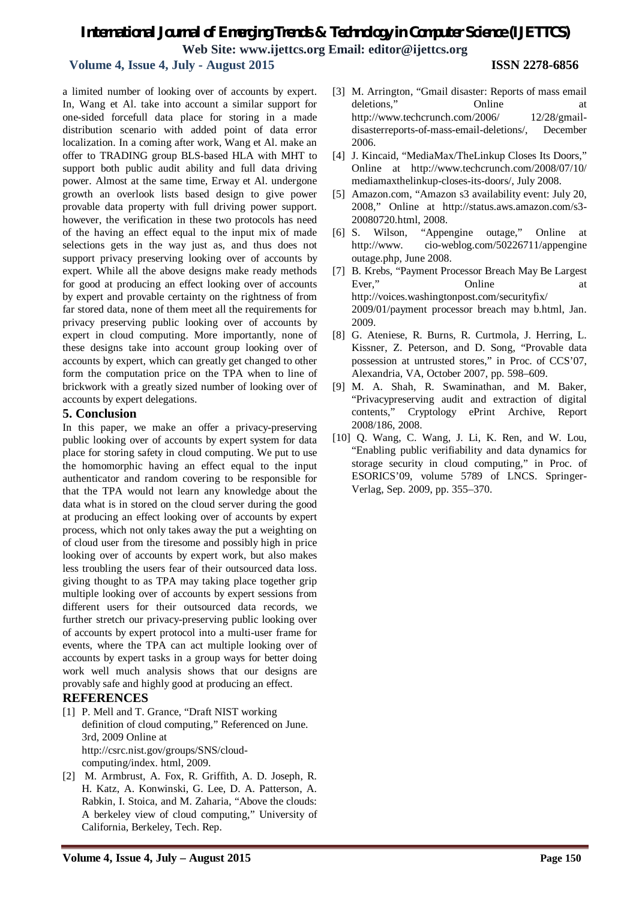a limited number of looking over of accounts by expert. In, Wang et Al. take into account a similar support for one-sided forcefull data place for storing in a made distribution scenario with added point of data error localization. In a coming after work, Wang et Al. make an offer to TRADING group BLS-based HLA with MHT to support both public audit ability and full data driving power. Almost at the same time, Erway et Al. undergone growth an overlook lists based design to give power provable data property with full driving power support. however, the verification in these two protocols has need of the having an effect equal to the input mix of made selections gets in the way just as, and thus does not support privacy preserving looking over of accounts by expert. While all the above designs make ready methods for good at producing an effect looking over of accounts by expert and provable certainty on the rightness of from far stored data, none of them meet all the requirements for privacy preserving public looking over of accounts by expert in cloud computing. More importantly, none of these designs take into account group looking over of accounts by expert, which can greatly get changed to other form the computation price on the TPA when to line of brickwork with a greatly sized number of looking over of accounts by expert delegations.

## 5. Conclusion

In this paper, we make an offer a privacy-preserving public looking over of accounts by expert system for data place for storing safety in cloud computing. We put to use the homomorphic having an effect equal to the input authenticator and random covering to be responsible for that the TPA would not learn any knowledge about the data what is in stored on the cloud server during the good at producing an effect looking over of accounts by expert process, which not only takes away the put a weighting on of cloud user from the tiresome and possibly high in price looking over of accounts by expert work, but also makes less troubling the users fear of their outsourced data loss. giving thought to as TPA may taking place together grip multiple looking over of accounts by expert sessions from different users for their outsourced data records, we further stretch our privacy-preserving public looking over of accounts by expert protocol into a multi-user frame for events, where the TPA can act multiple looking over of accounts by expert tasks in a group ways for better doing work well much analysis shows that our designs are provably safe and highly good at producing an effect.

## REFERENCES

[1] P. Mell and T. Grance, "Draft NIST working definition of cloud computing," Referenced on June. 3rd, 2009 Online at http://csrc.nist.gov/groups/SNS/cloud-computing/index. html, 2009.

[2] M. Armbrust, A. Fox, R. Griffith, A. D. Joseph, R. H. Katz, A. Konwinski, G. Lee, D. A. Patterson, A. Rabkin, I. Stoica, and M. Zaharia, "Above the clouds: A berkeley view of cloud computing," University of California, Berkeley, Tech. Rep.

[3] M. Arrington, "Gmail disaster: Reports of mass email deletions," Online at http://www.techcrunch.com/2006/ 12/28/gmail-disasterreports-of-mass-email-deletions/, December 2006.

[4] J. Kincaid, "MediaMax/TheLinkup Closes Its Doors," Online at http://www.techcrunch.com/2008/07/10/ mediamaxthelinkup-closes-its-doors/, July 2008.

[5] Amazon.com, "Amazon s3 availability event: July 20, 2008," Online at http://status.aws.amazon.com/s3-20080720.html, 2008.

[6] S. Wilson, "Appengine outage," Online at http://www. cio-weblog.com/50226711/appengine outage.php, June 2008.

[7] B. Krebs, "Payment Processor Breach May Be Largest Ever," Online at http://voices.washingtonpost.com/securityfix/ 2009/01/payment processor breach may b.html, Jan. 2009.

[8] G. Ateniese, R. Burns, R. Curtmola, J. Herring, L. Kissner, Z. Peterson, and D. Song, "Provable data possession at untrusted stores," in Proc. of CCS'07, Alexandria, VA, October 2007, pp. 598–609.

[9] M. A. Shah, R. Swaminathan, and M. Baker, "Privacypreserving audit and extraction of digital contents," Cryptology ePrint Archive, Report 2008/186, 2008.

[10] Q. Wang, C. Wang, J. Li, K. Ren, and W. Lou, "Enabling public verifiability and data dynamics for storage security in cloud computing," in Proc. of ESORICS'09, volume 5789 of LNCS. Springer-Verlag, Sep. 2009, pp. 355–370.